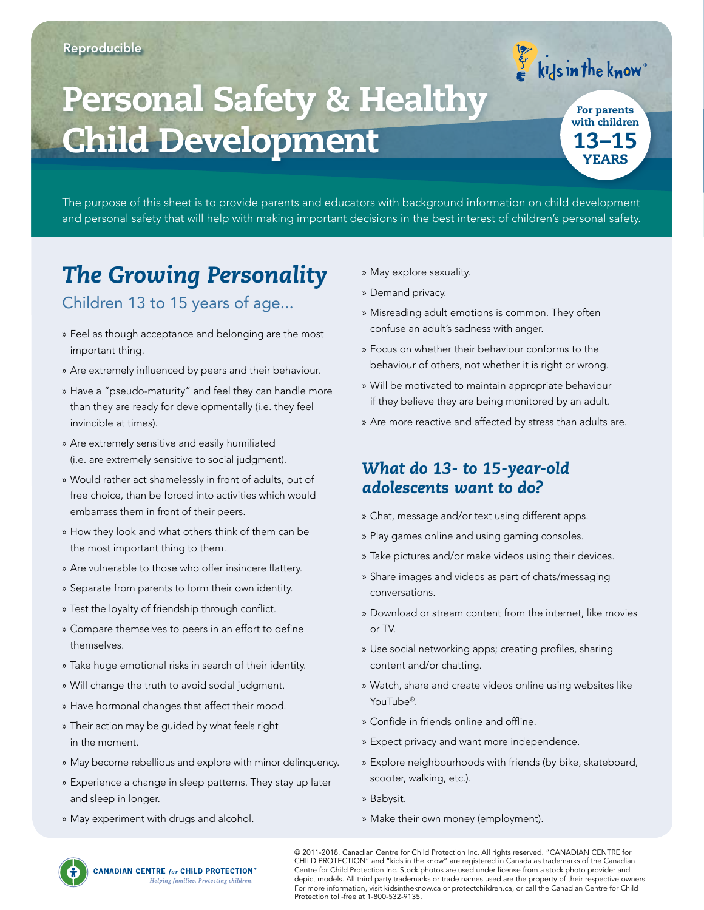Reproducible

# Personal Safety & Healthy Child Development

kids in the know®

For parents with children **13–15 YEARS**

The purpose of this sheet is to provide parents and educators with background information on child development and personal safety that will help with making important decisions in the best interest of children's personal safety.

## *The Growing Personality*

### Children 13 to 15 years of age...

- Feel as though acceptance and belonging are the most important thing.
- Are extremely influenced by peers and their behaviour.
- Have a "pseudo-maturity" and feel they can handle more than they are ready for developmentally (i.e. they feel invincible at times).
- Are extremely sensitive and easily humiliated (i.e. are extremely sensitive to social judgment).
- Would rather act shamelessly in front of adults, out of free choice, than be forced into activities which would embarrass them in front of their peers.
- How they look and what others think of them can be the most important thing to them.
- Are vulnerable to those who offer insincere flattery.
- Separate from parents to form their own identity.
- Test the loyalty of friendship through conflict.
- Compare themselves to peers in an effort to define themselves.
- Take huge emotional risks in search of their identity.
- Will change the truth to avoid social judgment.
- Have hormonal changes that affect their mood.
- Their action may be guided by what feels right in the moment.
- May become rebellious and explore with minor delinquency.
- Experience a change in sleep patterns. They stay up later and sleep in longer.
- May experiment with drugs and alcohol.
- May explore sexuality.
- Demand privacy.
- Misreading adult emotions is common. They often confuse an adult's sadness with anger.
- Focus on whether their behaviour conforms to the behaviour of others, not whether it is right or wrong.
- Will be motivated to maintain appropriate behaviour if they believe they are being monitored by an adult.
- Are more reactive and affected by stress than adults are.

## *What do 13- to 15-year-old adolescents want to do?*

- Chat, message and/or text using different apps.
- Play games online and using gaming consoles.
- Take pictures and/or make videos using their devices.
- Share images and videos as part of chats/messaging conversations.
- Download or stream content from the internet, like movies or TV.
- Use social networking apps; creating profiles, sharing content and/or chatting.
- Watch, share and create videos online using websites like YouTube®.
- Confide in friends online and offline.
- Expect privacy and want more independence.
- Explore neighbourhoods with friends (by bike, skateboard, scooter, walking, etc.).
- Babysit.
- Make their own money (employment).

CANADIAN CENTRE *for* CHILD PROTECTION®
*Helping families. Protecting children.*

© 2011-2018. Canadian Centre for Child Protection Inc. All rights reserved. "CANADIAN CENTRE for CHILD PROTECTION" and "kids in the know" are registered in Canada as trademarks of the Canadian Centre for Child Protection Inc. Stock photos are used under license from a stock photo provider and depict models. All third party trademarks or trade names used are the property of their respective owners. For more information, visit kidsintheknow.ca or protectchildren.ca, or call the Canadian Centre for Child Protection toll-free at 1-800-532-9135.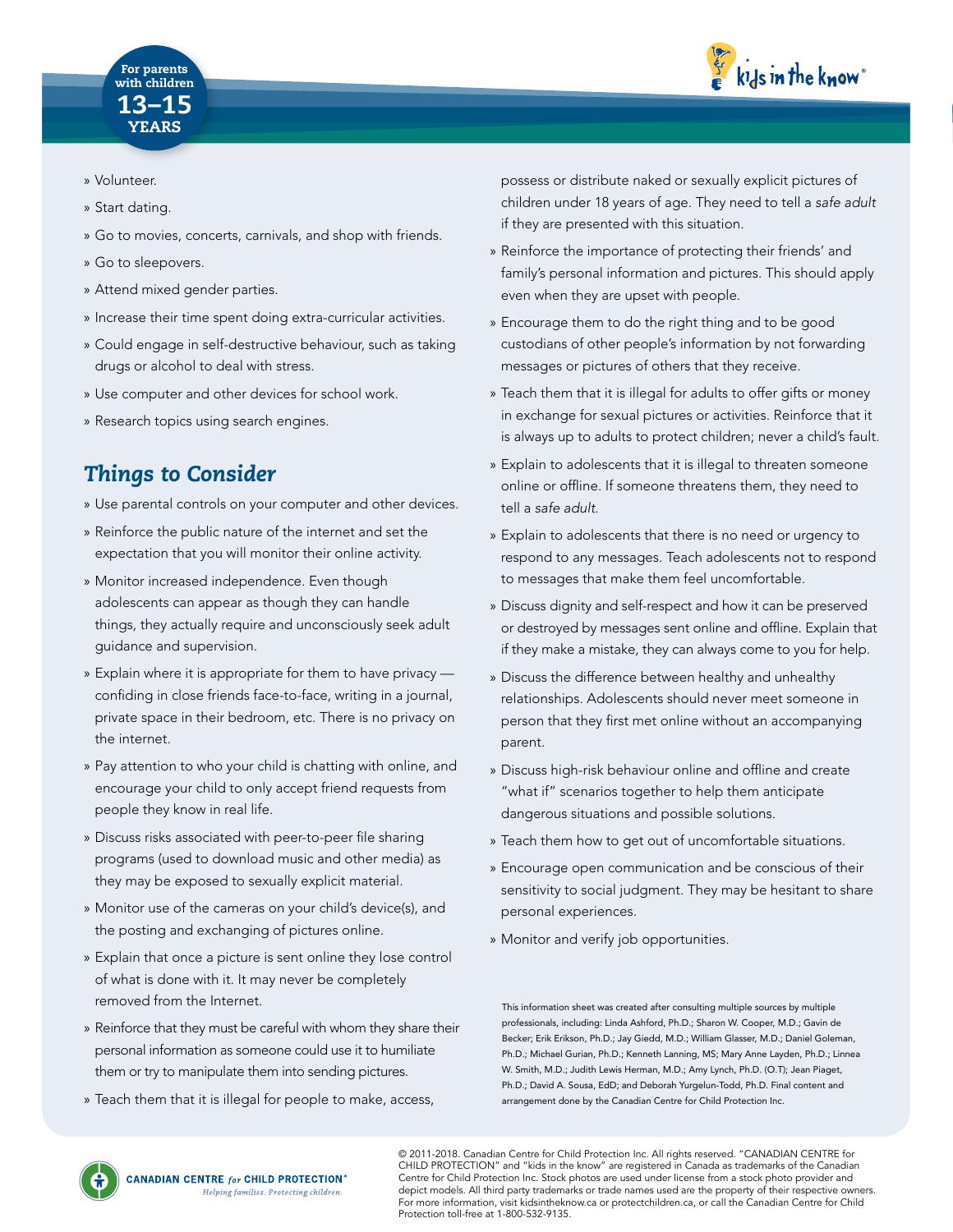For parents with children 13–15 YEARS

- Volunteer.
- Start dating.
- Go to movies, concerts, carnivals, and shop with friends.
- Go to sleepovers.
- Attend mixed gender parties.
- Increase their time spent doing extra-curricular activities.
- Could engage in self-destructive behaviour, such as taking drugs or alcohol to deal with stress.
- Use computer and other devices for school work.
- Research topics using search engines.

## *Things to Consider*

- Use parental controls on your computer and other devices.
- Reinforce the public nature of the internet and set the expectation that you will monitor their online activity.
- Monitor increased independence. Even though adolescents can appear as though they can handle things, they actually require and unconsciously seek adult guidance and supervision.
- Explain where it is appropriate for them to have privacy — confiding in close friends face-to-face, writing in a journal, private space in their bedroom, etc. There is no privacy on the internet.
- Pay attention to who your child is chatting with online, and encourage your child to only accept friend requests from people they know in real life.
- Discuss risks associated with peer-to-peer file sharing programs (used to download music and other media) as they may be exposed to sexually explicit material.
- Monitor use of the cameras on your child's device(s), and the posting and exchanging of pictures online.
- Explain that once a picture is sent online they lose control of what is done with it. It may never be completely removed from the Internet.
- Reinforce that they must be careful with whom they share their personal information as someone could use it to humiliate them or try to manipulate them into sending pictures.
- Teach them that it is illegal for people to make, access, possess or distribute naked or sexually explicit pictures of children under 18 years of age. They need to tell a *safe adult* if they are presented with this situation.
- Reinforce the importance of protecting their friends' and family's personal information and pictures. This should apply even when they are upset with people.
- Encourage them to do the right thing and to be good custodians of other people's information by not forwarding messages or pictures of others that they receive.
- Teach them that it is illegal for adults to offer gifts or money in exchange for sexual pictures or activities. Reinforce that it is always up to adults to protect children; never a child's fault.
- Explain to adolescents that it is illegal to threaten someone online or offline. If someone threatens them, they need to tell a *safe adult*.
- Explain to adolescents that there is no need or urgency to respond to any messages. Teach adolescents not to respond to messages that make them feel uncomfortable.
- Discuss dignity and self-respect and how it can be preserved or destroyed by messages sent online and offline. Explain that if they make a mistake, they can always come to you for help.
- Discuss the difference between healthy and unhealthy relationships. Adolescents should never meet someone in person that they first met online without an accompanying parent.
- Discuss high-risk behaviour online and offline and create "what if" scenarios together to help them anticipate dangerous situations and possible solutions.
- Teach them how to get out of uncomfortable situations.
- Encourage open communication and be conscious of their sensitivity to social judgment. They may be hesitant to share personal experiences.
- Monitor and verify job opportunities.

This information sheet was created after consulting multiple sources by multiple professionals, including: Linda Ashford, Ph.D.; Sharon W. Cooper, M.D.; Gavin de Becker; Erik Erikson, Ph.D.; Jay Giedd, M.D.; William Glasser, M.D.; Daniel Goleman, Ph.D.; Michael Gurian, Ph.D.; Kenneth Lanning, MS; Mary Anne Layden, Ph.D.; Linnea W. Smith, M.D.; Judith Lewis Herman, M.D.; Amy Lynch, Ph.D. (O.T); Jean Piaget, Ph.D.; David A. Sousa, EdD; and Deborah Yurgelun-Todd, Ph.D. Final content and arrangement done by the Canadian Centre for Child Protection Inc.

CANADIAN CENTRE *for* CHILD PROTECTION® *Helping families. Protecting children.*

© 2011-2018. Canadian Centre for Child Protection Inc. All rights reserved. "CANADIAN CENTRE for CHILD PROTECTION" and "kids in the know" are registered in Canada as trademarks of the Canadian Centre for Child Protection Inc. Stock photos are used under license from a stock photo provider and depict models. All third party trademarks or trade names used are the property of their respective owners. For more information, visit kidsintheknow.ca or protectchildren.ca, or call the Canadian Centre for Child Protection toll-free at 1-800-532-9135.